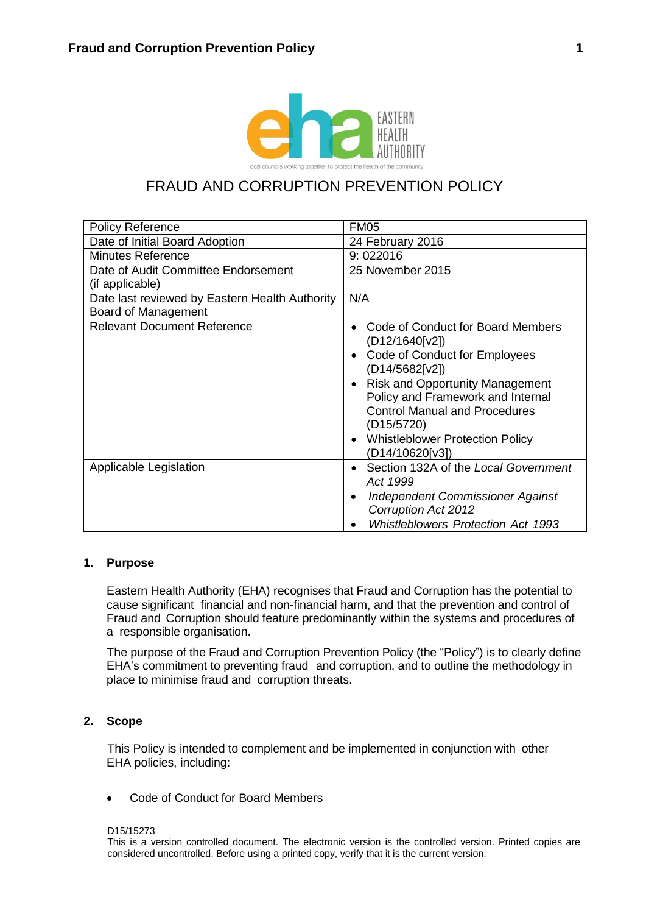# FRAUD AND CORRUPTION PREVENTION POLICY

| Policy Reference | FM05 |
|---|---|
| Date of Initial Board Adoption | 24 February 2016 |
| Minutes Reference | 9: 022016 |
| Date of Audit Committee Endorsement (if applicable) | 25 November 2015 |
| Date last reviewed by Eastern Health Authority Board of Management | N/A |
| Relevant Document Reference | • Code of Conduct for Board Members (D12/1640[v2]) <br> • Code of Conduct for Employees (D14/5682[v2]) <br> • Risk and Opportunity Management Policy and Framework and Internal Control Manual and Procedures (D15/5720) <br> • Whistleblower Protection Policy (D14/10620[v3]) |
| Applicable Legislation | • Section 132A of the *Local Government Act 1999* <br> • *Independent Commissioner Against Corruption Act 2012* <br> • *Whistleblowers Protection Act 1993* |

## 1. Purpose

Eastern Health Authority (EHA) recognises that Fraud and Corruption has the potential to cause significant financial and non-financial harm, and that the prevention and control of Fraud and Corruption should feature predominantly within the systems and procedures of a responsible organisation.

The purpose of the Fraud and Corruption Prevention Policy (the "Policy") is to clearly define EHA's commitment to preventing fraud and corruption, and to outline the methodology in place to minimise fraud and corruption threats.

## 2. Scope

This Policy is intended to complement and be implemented in conjunction with other EHA policies, including:

- Code of Conduct for Board Members

D15/15273
This is a version controlled document. The electronic version is the controlled version. Printed copies are considered uncontrolled. Before using a printed copy, verify that it is the current version.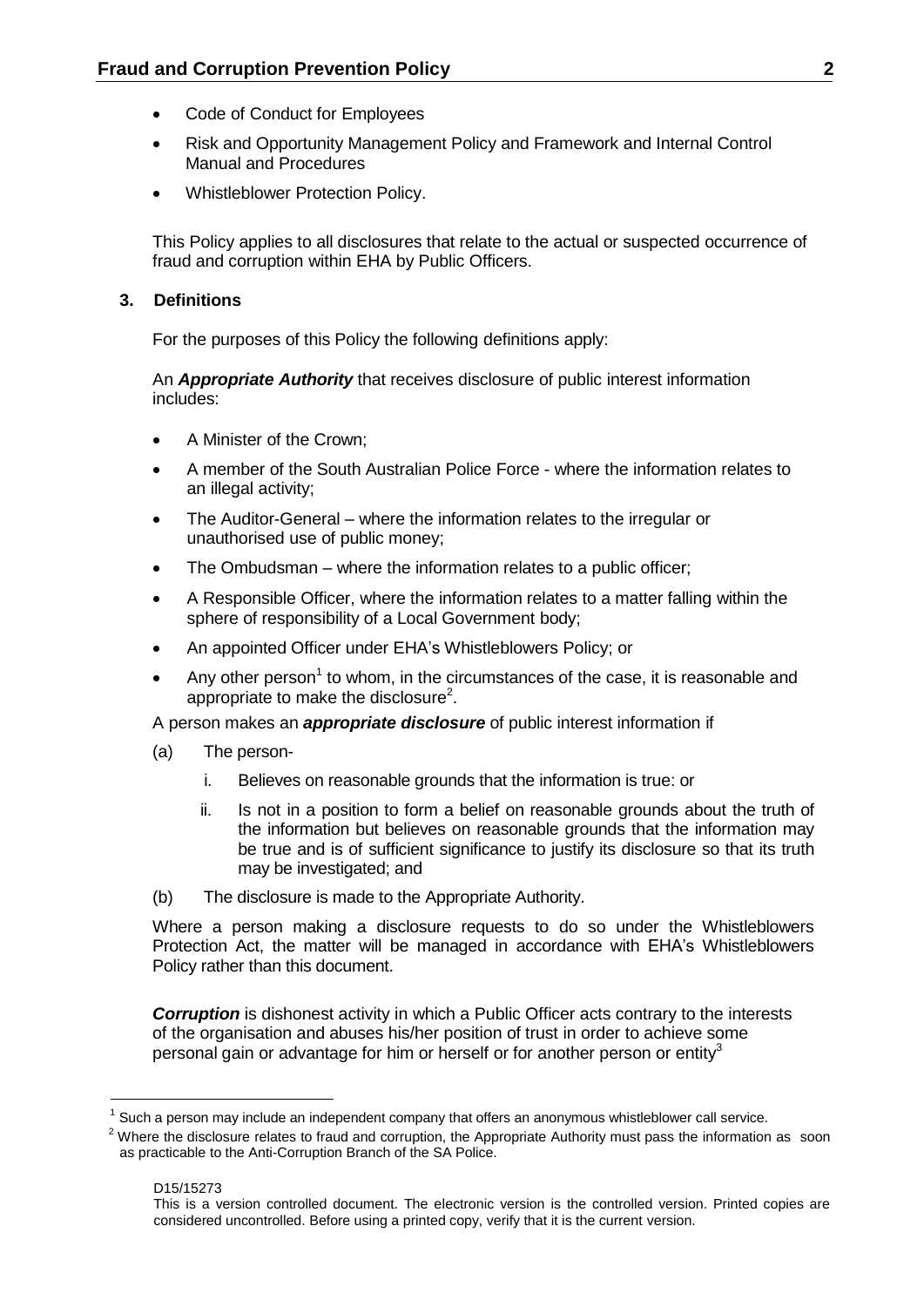- Code of Conduct for Employees
- Risk and Opportunity Management Policy and Framework and Internal Control Manual and Procedures
- Whistleblower Protection Policy.

This Policy applies to all disclosures that relate to the actual or suspected occurrence of fraud and corruption within EHA by Public Officers.

## 3. Definitions

For the purposes of this Policy the following definitions apply:

An ***Appropriate Authority*** that receives disclosure of public interest information includes:

- A Minister of the Crown;
- A member of the South Australian Police Force - where the information relates to an illegal activity;
- The Auditor-General – where the information relates to the irregular or unauthorised use of public money;
- The Ombudsman – where the information relates to a public officer;
- A Responsible Officer, where the information relates to a matter falling within the sphere of responsibility of a Local Government body;
- An appointed Officer under EHA's Whistleblowers Policy; or
- Any other person[1] to whom, in the circumstances of the case, it is reasonable and appropriate to make the disclosure[2].

A person makes an ***appropriate disclosure*** of public interest information if

(a) The person-

  i. Believes on reasonable grounds that the information is true: or

  ii. Is not in a position to form a belief on reasonable grounds about the truth of the information but believes on reasonable grounds that the information may be true and is of sufficient significance to justify its disclosure so that its truth may be investigated; and

(b) The disclosure is made to the Appropriate Authority.

Where a person making a disclosure requests to do so under the Whistleblowers Protection Act, the matter will be managed in accordance with EHA's Whistleblowers Policy rather than this document.

***Corruption*** is dishonest activity in which a Public Officer acts contrary to the interests of the organisation and abuses his/her position of trust in order to achieve some personal gain or advantage for him or herself or for another person or entity[3]

---

[1] Such a person may include an independent company that offers an anonymous whistleblower call service.

[2] Where the disclosure relates to fraud and corruption, the Appropriate Authority must pass the information as soon as practicable to the Anti-Corruption Branch of the SA Police.

D15/15273

This is a version controlled document. The electronic version is the controlled version. Printed copies are considered uncontrolled. Before using a printed copy, verify that it is the current version.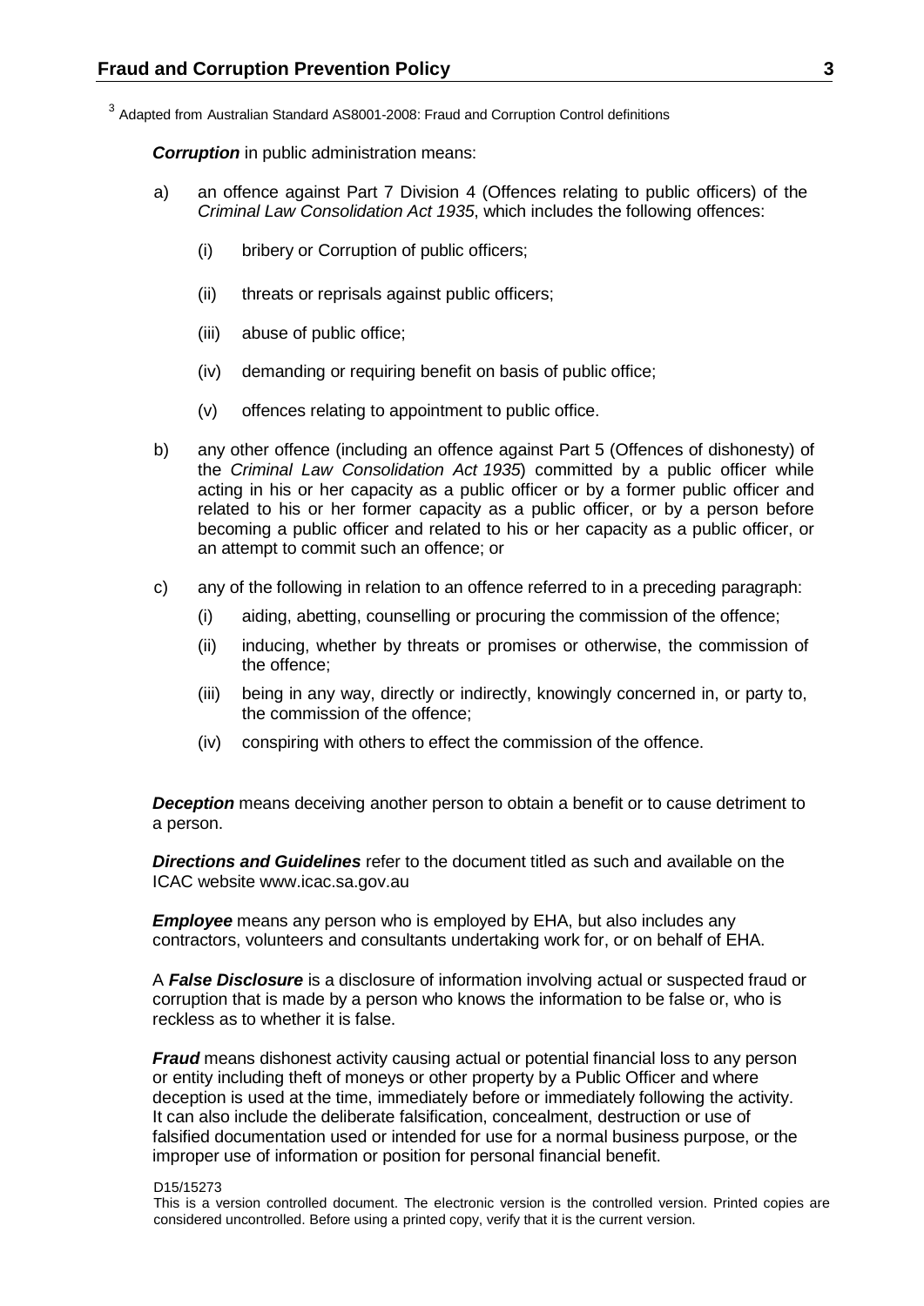[3] Adapted from Australian Standard AS8001-2008: Fraud and Corruption Control definitions

***Corruption*** in public administration means:

a) an offence against Part 7 Division 4 (Offences relating to public officers) of the *Criminal Law Consolidation Act 1935*, which includes the following offences:

   (i) bribery or Corruption of public officers;

   (ii) threats or reprisals against public officers;

   (iii) abuse of public office;

   (iv) demanding or requiring benefit on basis of public office;

   (v) offences relating to appointment to public office.

b) any other offence (including an offence against Part 5 (Offences of dishonesty) of the *Criminal Law Consolidation Act 1935*) committed by a public officer while acting in his or her capacity as a public officer or by a former public officer and related to his or her former capacity as a public officer, or by a person before becoming a public officer and related to his or her capacity as a public officer, or an attempt to commit such an offence; or

c) any of the following in relation to an offence referred to in a preceding paragraph:

   (i) aiding, abetting, counselling or procuring the commission of the offence;

   (ii) inducing, whether by threats or promises or otherwise, the commission of the offence;

   (iii) being in any way, directly or indirectly, knowingly concerned in, or party to, the commission of the offence;

   (iv) conspiring with others to effect the commission of the offence.

***Deception*** means deceiving another person to obtain a benefit or to cause detriment to a person.

***Directions and Guidelines*** refer to the document titled as such and available on the ICAC website www.icac.sa.gov.au

***Employee*** means any person who is employed by EHA, but also includes any contractors, volunteers and consultants undertaking work for, or on behalf of EHA.

A ***False Disclosure*** is a disclosure of information involving actual or suspected fraud or corruption that is made by a person who knows the information to be false or, who is reckless as to whether it is false.

***Fraud*** means dishonest activity causing actual or potential financial loss to any person or entity including theft of moneys or other property by a Public Officer and where deception is used at the time, immediately before or immediately following the activity. It can also include the deliberate falsification, concealment, destruction or use of falsified documentation used or intended for use for a normal business purpose, or the improper use of information or position for personal financial benefit.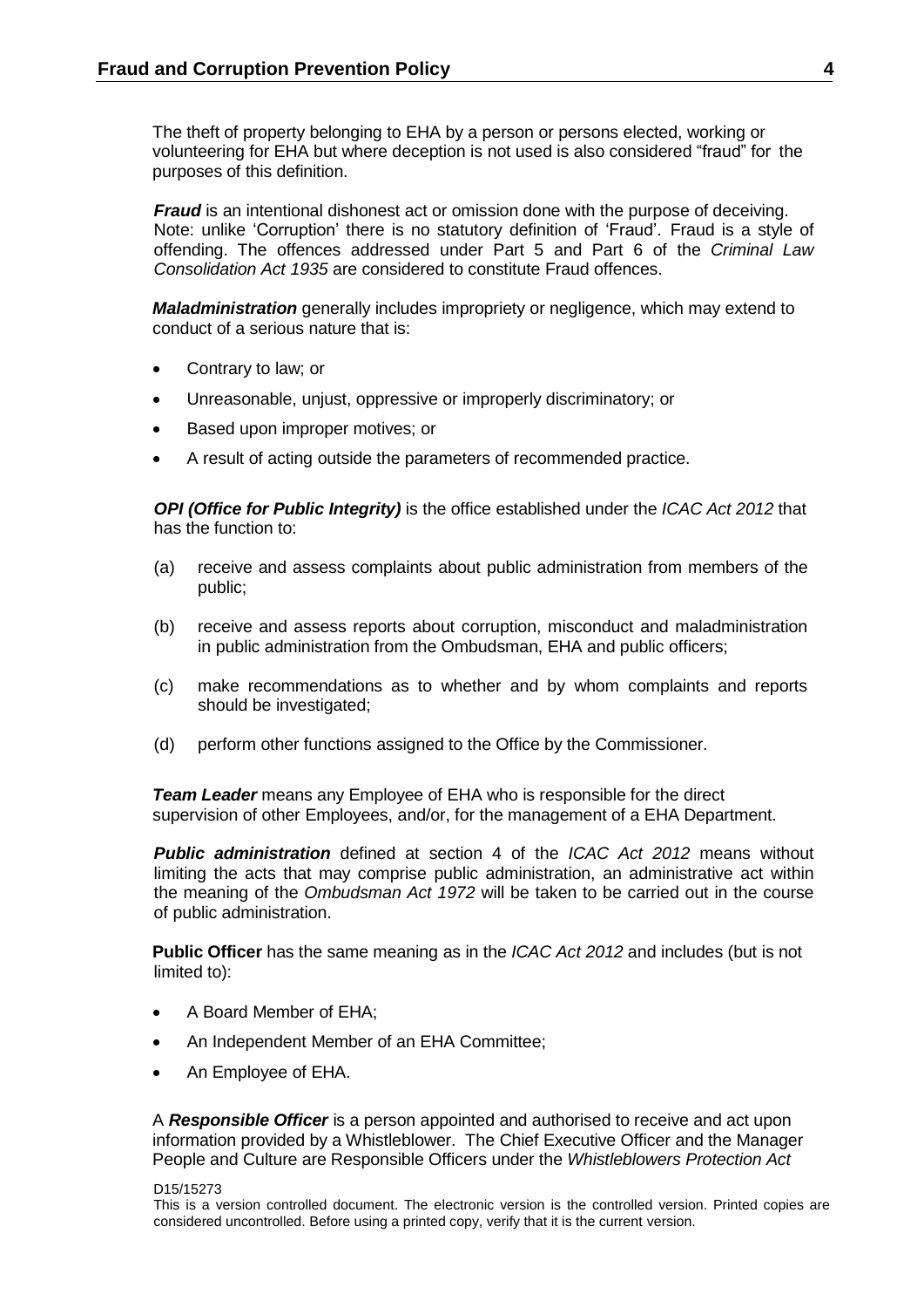The theft of property belonging to EHA by a person or persons elected, working or volunteering for EHA but where deception is not used is also considered "fraud" for the purposes of this definition.

***Fraud*** is an intentional dishonest act or omission done with the purpose of deceiving. Note: unlike 'Corruption' there is no statutory definition of 'Fraud'. Fraud is a style of offending. The offences addressed under Part 5 and Part 6 of the *Criminal Law Consolidation Act 1935* are considered to constitute Fraud offences.

***Maladministration*** generally includes impropriety or negligence, which may extend to conduct of a serious nature that is:

- Contrary to law; or
- Unreasonable, unjust, oppressive or improperly discriminatory; or
- Based upon improper motives; or
- A result of acting outside the parameters of recommended practice.

***OPI (Office for Public Integrity)*** is the office established under the *ICAC Act 2012* that has the function to:

(a) receive and assess complaints about public administration from members of the public;

(b) receive and assess reports about corruption, misconduct and maladministration in public administration from the Ombudsman, EHA and public officers;

(c) make recommendations as to whether and by whom complaints and reports should be investigated;

(d) perform other functions assigned to the Office by the Commissioner.

***Team Leader*** means any Employee of EHA who is responsible for the direct supervision of other Employees, and/or, for the management of a EHA Department.

***Public administration*** defined at section 4 of the *ICAC Act 2012* means without limiting the acts that may comprise public administration, an administrative act within the meaning of the *Ombudsman Act 1972* will be taken to be carried out in the course of public administration.

**Public Officer** has the same meaning as in the *ICAC Act 2012* and includes (but is not limited to):

- A Board Member of EHA;
- An Independent Member of an EHA Committee;
- An Employee of EHA.

A ***Responsible Officer*** is a person appointed and authorised to receive and act upon information provided by a Whistleblower. The Chief Executive Officer and the Manager People and Culture are Responsible Officers under the *Whistleblowers Protection Act*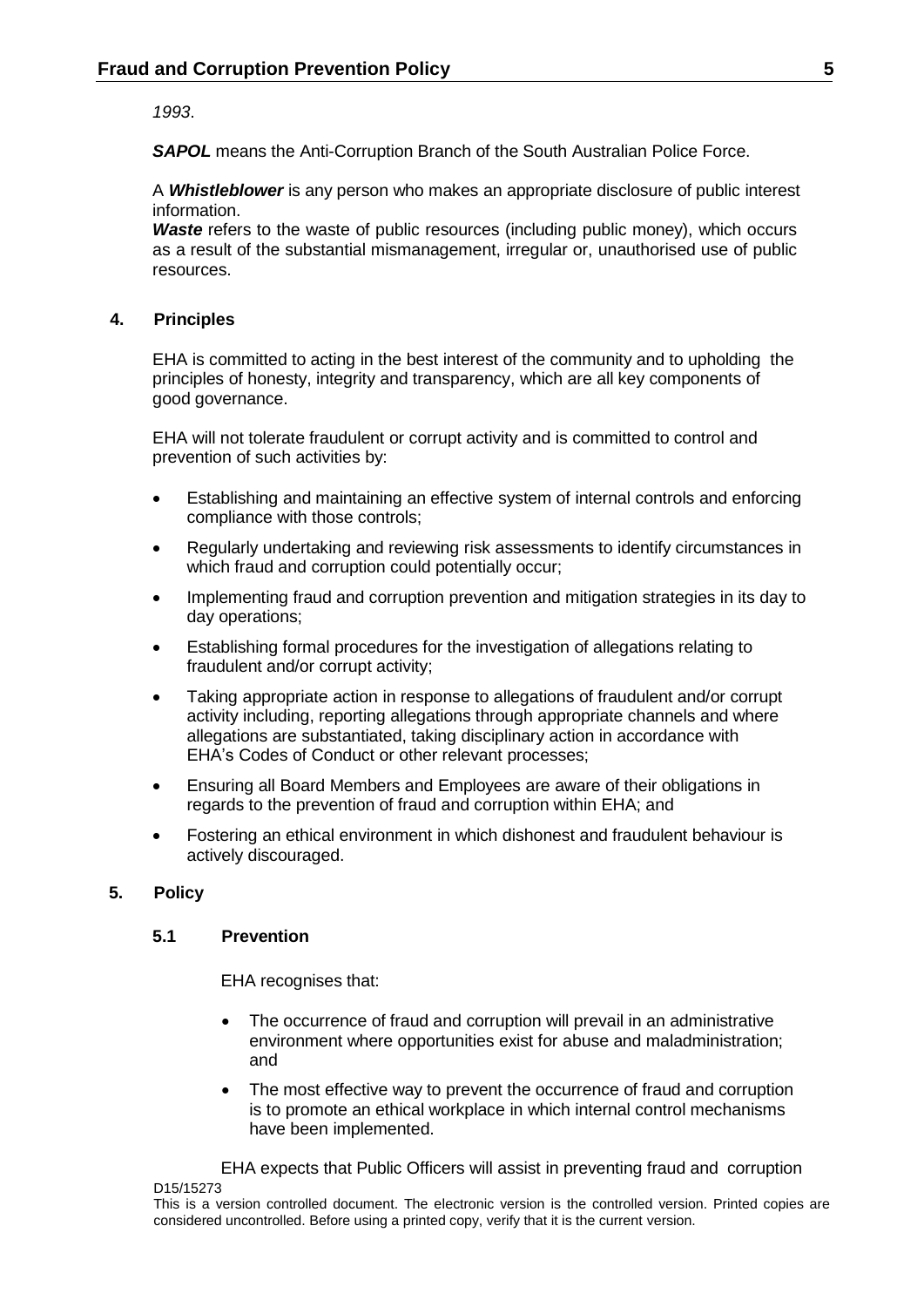*1993*.

***SAPOL*** means the Anti-Corruption Branch of the South Australian Police Force.

A ***Whistleblower*** is any person who makes an appropriate disclosure of public interest information.

***Waste*** refers to the waste of public resources (including public money), which occurs as a result of the substantial mismanagement, irregular or, unauthorised use of public resources.

## 4. Principles

EHA is committed to acting in the best interest of the community and to upholding the principles of honesty, integrity and transparency, which are all key components of good governance.

EHA will not tolerate fraudulent or corrupt activity and is committed to control and prevention of such activities by:

- Establishing and maintaining an effective system of internal controls and enforcing compliance with those controls;
- Regularly undertaking and reviewing risk assessments to identify circumstances in which fraud and corruption could potentially occur;
- Implementing fraud and corruption prevention and mitigation strategies in its day to day operations;
- Establishing formal procedures for the investigation of allegations relating to fraudulent and/or corrupt activity;
- Taking appropriate action in response to allegations of fraudulent and/or corrupt activity including, reporting allegations through appropriate channels and where allegations are substantiated, taking disciplinary action in accordance with EHA's Codes of Conduct or other relevant processes;
- Ensuring all Board Members and Employees are aware of their obligations in regards to the prevention of fraud and corruption within EHA; and
- Fostering an ethical environment in which dishonest and fraudulent behaviour is actively discouraged.

## 5. Policy

### 5.1 Prevention

EHA recognises that:

- The occurrence of fraud and corruption will prevail in an administrative environment where opportunities exist for abuse and maladministration; and
- The most effective way to prevent the occurrence of fraud and corruption is to promote an ethical workplace in which internal control mechanisms have been implemented.

EHA expects that Public Officers will assist in preventing fraud and corruption

D15/15273

This is a version controlled document. The electronic version is the controlled version. Printed copies are considered uncontrolled. Before using a printed copy, verify that it is the current version.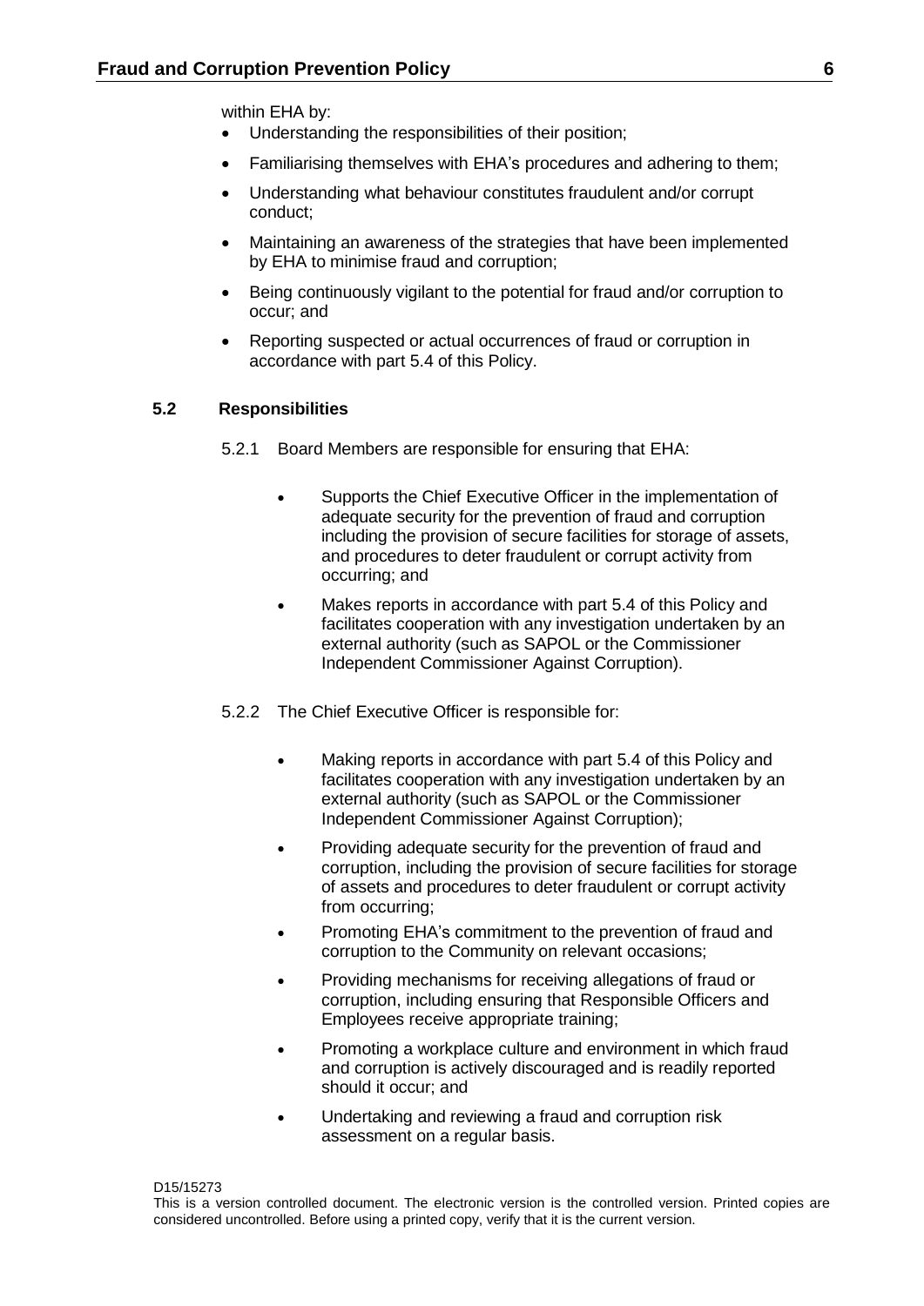within EHA by:

- Understanding the responsibilities of their position;
- Familiarising themselves with EHA's procedures and adhering to them;
- Understanding what behaviour constitutes fraudulent and/or corrupt conduct;
- Maintaining an awareness of the strategies that have been implemented by EHA to minimise fraud and corruption;
- Being continuously vigilant to the potential for fraud and/or corruption to occur; and
- Reporting suspected or actual occurrences of fraud or corruption in accordance with part 5.4 of this Policy.

### 5.2 Responsibilities

5.2.1 Board Members are responsible for ensuring that EHA:

- Supports the Chief Executive Officer in the implementation of adequate security for the prevention of fraud and corruption including the provision of secure facilities for storage of assets, and procedures to deter fraudulent or corrupt activity from occurring; and
- Makes reports in accordance with part 5.4 of this Policy and facilitates cooperation with any investigation undertaken by an external authority (such as SAPOL or the Commissioner Independent Commissioner Against Corruption).

5.2.2 The Chief Executive Officer is responsible for:

- Making reports in accordance with part 5.4 of this Policy and facilitates cooperation with any investigation undertaken by an external authority (such as SAPOL or the Commissioner Independent Commissioner Against Corruption);
- Providing adequate security for the prevention of fraud and corruption, including the provision of secure facilities for storage of assets and procedures to deter fraudulent or corrupt activity from occurring;
- Promoting EHA's commitment to the prevention of fraud and corruption to the Community on relevant occasions;
- Providing mechanisms for receiving allegations of fraud or corruption, including ensuring that Responsible Officers and Employees receive appropriate training;
- Promoting a workplace culture and environment in which fraud and corruption is actively discouraged and is readily reported should it occur; and
- Undertaking and reviewing a fraud and corruption risk assessment on a regular basis.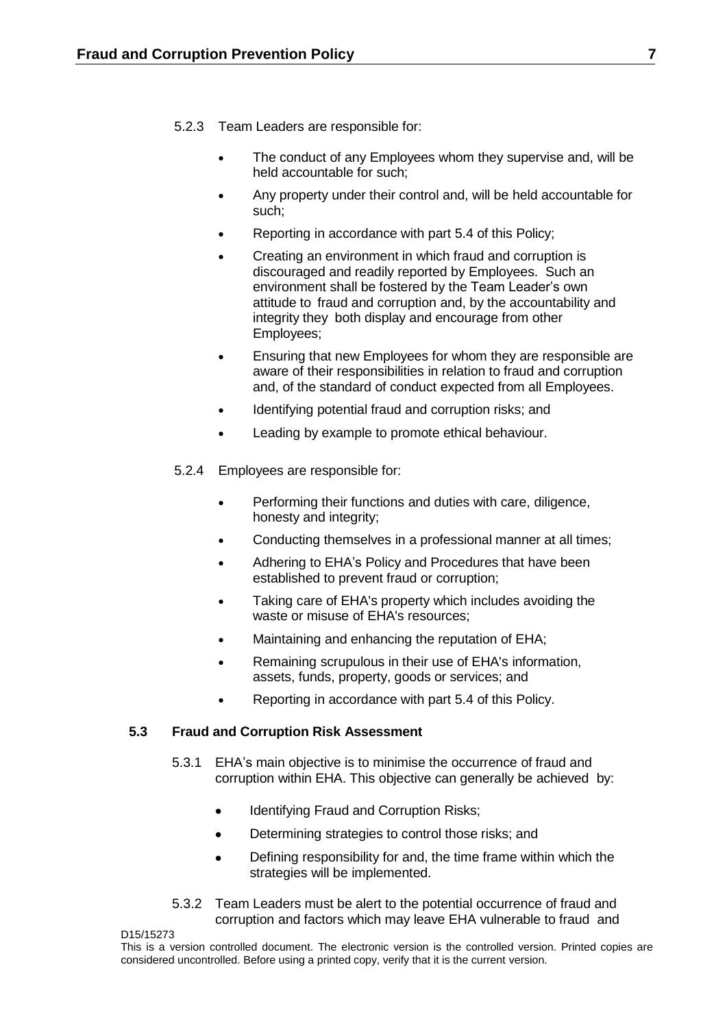5.2.3 Team Leaders are responsible for:

- The conduct of any Employees whom they supervise and, will be held accountable for such;
- Any property under their control and, will be held accountable for such;
- Reporting in accordance with part 5.4 of this Policy;
- Creating an environment in which fraud and corruption is discouraged and readily reported by Employees. Such an environment shall be fostered by the Team Leader's own attitude to fraud and corruption and, by the accountability and integrity they both display and encourage from other Employees;
- Ensuring that new Employees for whom they are responsible are aware of their responsibilities in relation to fraud and corruption and, of the standard of conduct expected from all Employees.
- Identifying potential fraud and corruption risks; and
- Leading by example to promote ethical behaviour.

5.2.4 Employees are responsible for:

- Performing their functions and duties with care, diligence, honesty and integrity;
- Conducting themselves in a professional manner at all times;
- Adhering to EHA's Policy and Procedures that have been established to prevent fraud or corruption;
- Taking care of EHA's property which includes avoiding the waste or misuse of EHA's resources;
- Maintaining and enhancing the reputation of EHA;
- Remaining scrupulous in their use of EHA's information, assets, funds, property, goods or services; and
- Reporting in accordance with part 5.4 of this Policy.

### 5.3 Fraud and Corruption Risk Assessment

5.3.1 EHA's main objective is to minimise the occurrence of fraud and corruption within EHA. This objective can generally be achieved by:

- Identifying Fraud and Corruption Risks;
- Determining strategies to control those risks; and
- Defining responsibility for and, the time frame within which the strategies will be implemented.

5.3.2 Team Leaders must be alert to the potential occurrence of fraud and corruption and factors which may leave EHA vulnerable to fraud and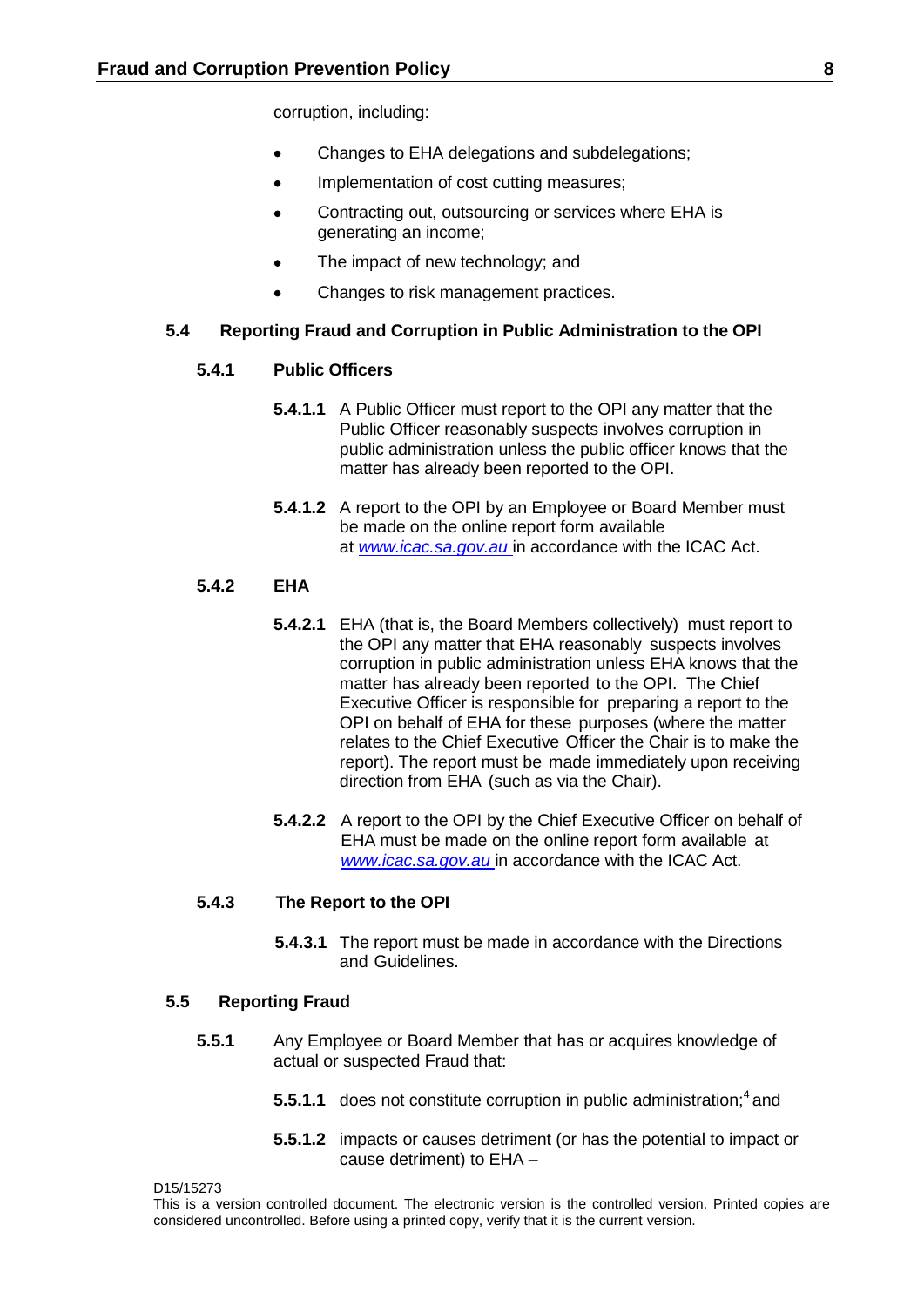corruption, including:

- Changes to EHA delegations and subdelegations;
- Implementation of cost cutting measures;
- Contracting out, outsourcing or services where EHA is generating an income;
- The impact of new technology; and
- Changes to risk management practices.

### 5.4 Reporting Fraud and Corruption in Public Administration to the OPI

#### 5.4.1 Public Officers

**5.4.1.1** A Public Officer must report to the OPI any matter that the Public Officer reasonably suspects involves corruption in public administration unless the public officer knows that the matter has already been reported to the OPI.

**5.4.1.2** A report to the OPI by an Employee or Board Member must be made on the online report form available at *www.icac.sa.gov.au* in accordance with the ICAC Act.

#### 5.4.2 EHA

**5.4.2.1** EHA (that is, the Board Members collectively) must report to the OPI any matter that EHA reasonably suspects involves corruption in public administration unless EHA knows that the matter has already been reported to the OPI. The Chief Executive Officer is responsible for preparing a report to the OPI on behalf of EHA for these purposes (where the matter relates to the Chief Executive Officer the Chair is to make the report). The report must be made immediately upon receiving direction from EHA (such as via the Chair).

**5.4.2.2** A report to the OPI by the Chief Executive Officer on behalf of EHA must be made on the online report form available at *www.icac.sa.gov.au* in accordance with the ICAC Act.

#### 5.4.3 The Report to the OPI

**5.4.3.1** The report must be made in accordance with the Directions and Guidelines.

### 5.5 Reporting Fraud

**5.5.1** Any Employee or Board Member that has or acquires knowledge of actual or suspected Fraud that:

**5.5.1.1** does not constitute corruption in public administration;[4] and

**5.5.1.2** impacts or causes detriment (or has the potential to impact or cause detriment) to EHA –

D15/15273

This is a version controlled document. The electronic version is the controlled version. Printed copies are considered uncontrolled. Before using a printed copy, verify that it is the current version.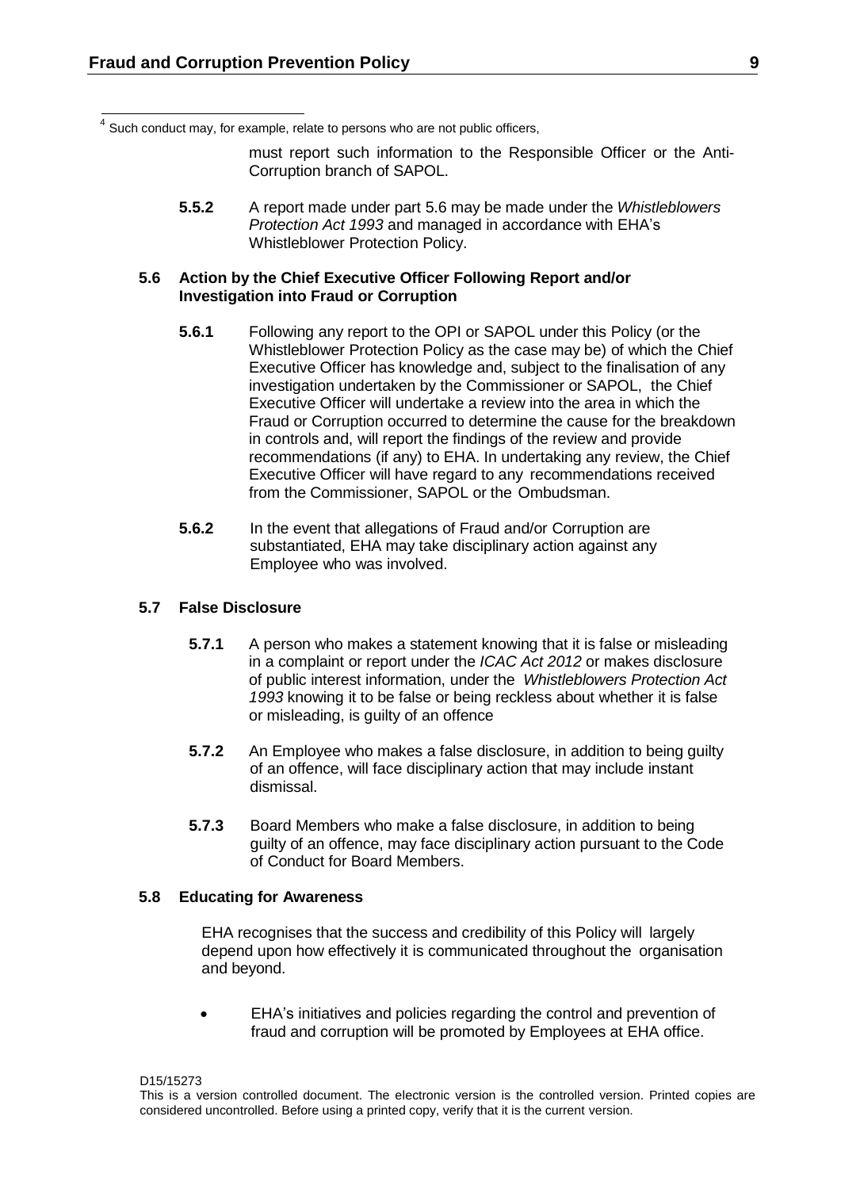[4] Such conduct may, for example, relate to persons who are not public officers,

must report such information to the Responsible Officer or the Anti-Corruption branch of SAPOL.

**5.5.2** A report made under part 5.6 may be made under the *Whistleblowers Protection Act 1993* and managed in accordance with EHA's Whistleblower Protection Policy.

### 5.6 Action by the Chief Executive Officer Following Report and/or Investigation into Fraud or Corruption

**5.6.1** Following any report to the OPI or SAPOL under this Policy (or the Whistleblower Protection Policy as the case may be) of which the Chief Executive Officer has knowledge and, subject to the finalisation of any investigation undertaken by the Commissioner or SAPOL, the Chief Executive Officer will undertake a review into the area in which the Fraud or Corruption occurred to determine the cause for the breakdown in controls and, will report the findings of the review and provide recommendations (if any) to EHA. In undertaking any review, the Chief Executive Officer will have regard to any recommendations received from the Commissioner, SAPOL or the Ombudsman.

**5.6.2** In the event that allegations of Fraud and/or Corruption are substantiated, EHA may take disciplinary action against any Employee who was involved.

### 5.7 False Disclosure

**5.7.1** A person who makes a statement knowing that it is false or misleading in a complaint or report under the *ICAC Act 2012* or makes disclosure of public interest information, under the *Whistleblowers Protection Act 1993* knowing it to be false or being reckless about whether it is false or misleading, is guilty of an offence

**5.7.2** An Employee who makes a false disclosure, in addition to being guilty of an offence, will face disciplinary action that may include instant dismissal.

**5.7.3** Board Members who make a false disclosure, in addition to being guilty of an offence, may face disciplinary action pursuant to the Code of Conduct for Board Members.

### 5.8 Educating for Awareness

EHA recognises that the success and credibility of this Policy will largely depend upon how effectively it is communicated throughout the organisation and beyond.

- EHA's initiatives and policies regarding the control and prevention of fraud and corruption will be promoted by Employees at EHA office.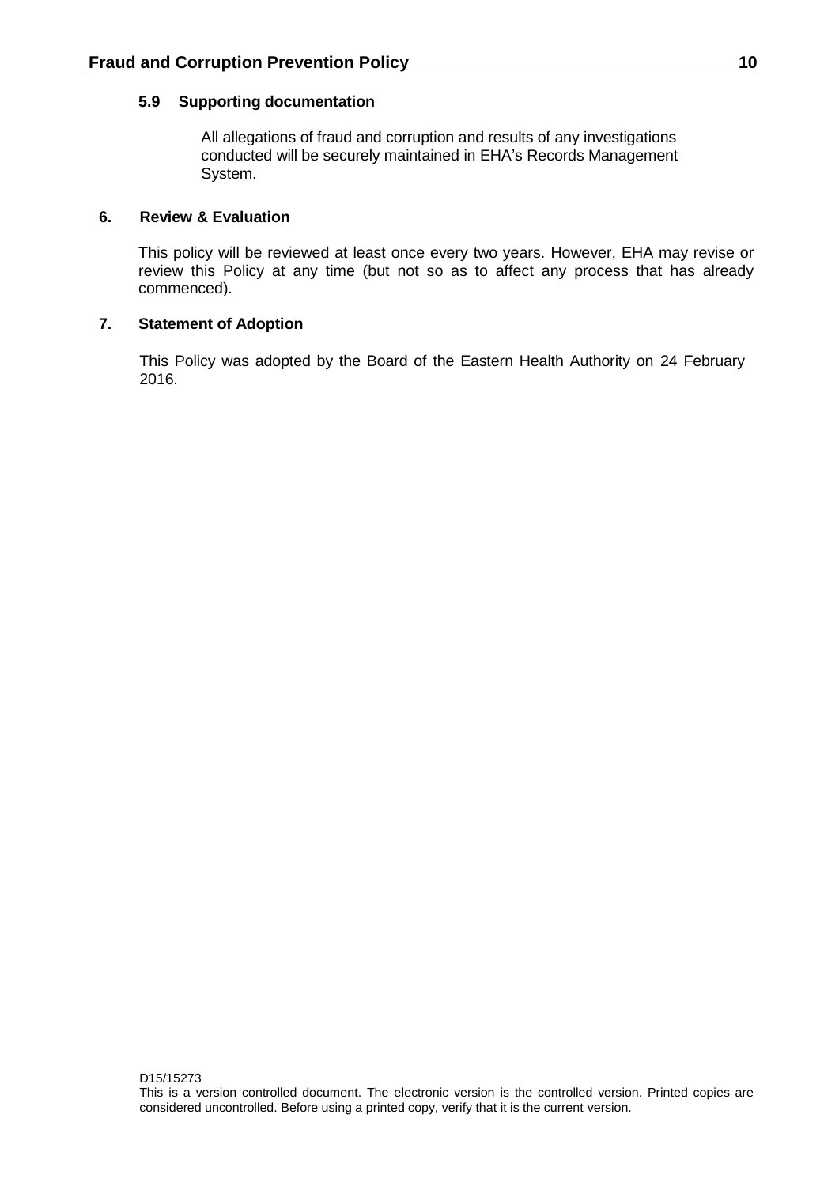### 5.9 Supporting documentation

All allegations of fraud and corruption and results of any investigations conducted will be securely maintained in EHA's Records Management System.

## 6. Review & Evaluation

This policy will be reviewed at least once every two years. However, EHA may revise or review this Policy at any time (but not so as to affect any process that has already commenced).

## 7. Statement of Adoption

This Policy was adopted by the Board of the Eastern Health Authority on 24 February 2016.